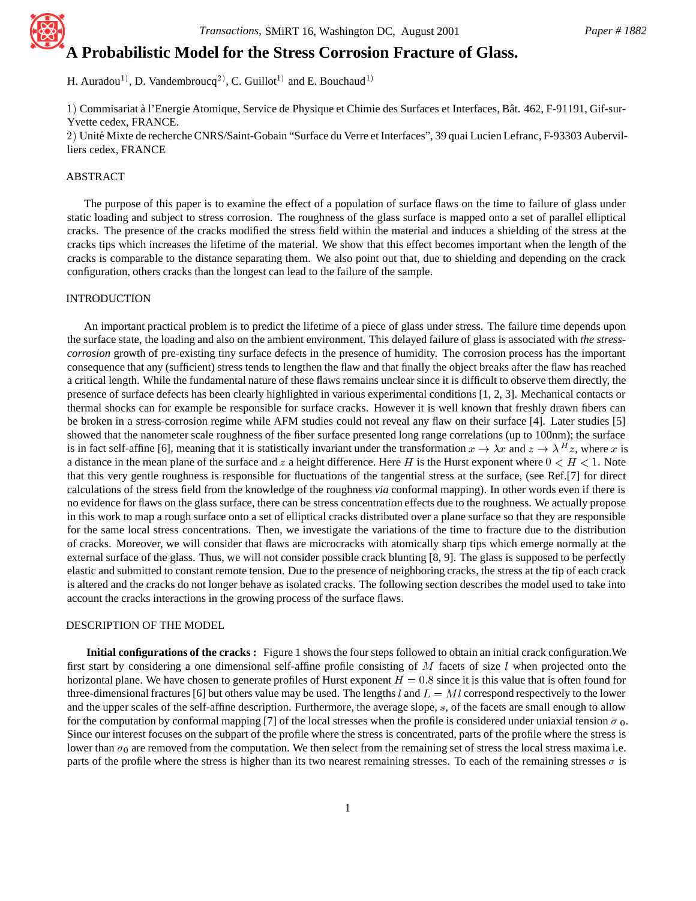# A Probabilistic Model for the Stress Corrosion Fracture of Glass.

H. Auradou[1)], D. Vandembroucq[2)], C. Guillot[1)] and E. Bouchaud[1)]

1) Commisariat à l'Energie Atomique, Service de Physique et Chimie des Surfaces et Interfaces, Bât. 462, F-91191, Gif-sur-Yvette cedex, FRANCE.
2) Unité Mixte de recherche CNRS/Saint-Gobain "Surface du Verre et Interfaces", 39 quai Lucien Lefranc, F-93303 Aubervilliers cedex, FRANCE

## ABSTRACT

The purpose of this paper is to examine the effect of a population of surface flaws on the time to failure of glass under static loading and subject to stress corrosion. The roughness of the glass surface is mapped onto a set of parallel elliptical cracks. The presence of the cracks modified the stress field within the material and induces a shielding of the stress at the cracks tips which increases the lifetime of the material. We show that this effect becomes important when the length of the cracks is comparable to the distance separating them. We also point out that, due to shielding and depending on the crack configuration, others cracks than the longest can lead to the failure of the sample.

## INTRODUCTION

An important practical problem is to predict the lifetime of a piece of glass under stress. The failure time depends upon the surface state, the loading and also on the ambient environment. This delayed failure of glass is associated with *the stress-corrosion* growth of pre-existing tiny surface defects in the presence of humidity. The corrosion process has the important consequence that any (sufficient) stress tends to lengthen the flaw and that finally the object breaks after the flaw has reached a critical length. While the fundamental nature of these flaws remains unclear since it is difficult to observe them directly, the presence of surface defects has been clearly highlighted in various experimental conditions [1, 2, 3]. Mechanical contacts or thermal shocks can for example be responsible for surface cracks. However it is well known that freshly drawn fibers can be broken in a stress-corrosion regime while AFM studies could not reveal any flaw on their surface [4]. Later studies [5] showed that the nanometer scale roughness of the fiber surface presented long range correlations (up to 100nm); the surface is in fact self-affine [6], meaning that it is statistically invariant under the transformation $x \rightarrow \lambda x$ and $z \rightarrow \lambda^H z$, where $x$ is a distance in the mean plane of the surface and $z$ a height difference. Here $H$ is the Hurst exponent where $0 < H < 1$. Note that this very gentle roughness is responsible for fluctuations of the tangential stress at the surface, (see Ref.[7] for direct calculations of the stress field from the knowledge of the roughness *via* conformal mapping). In other words even if there is no evidence for flaws on the glass surface, there can be stress concentration effects due to the roughness. We actually propose in this work to map a rough surface onto a set of elliptical cracks distributed over a plane surface so that they are responsible for the same local stress concentrations. Then, we investigate the variations of the time to fracture due to the distribution of cracks. Moreover, we will consider that flaws are microcracks with atomically sharp tips which emerge normally at the external surface of the glass. Thus, we will not consider possible crack blunting [8, 9]. The glass is supposed to be perfectly elastic and submitted to constant remote tension. Due to the presence of neighboring cracks, the stress at the tip of each crack is altered and the cracks do not longer behave as isolated cracks. The following section describes the model used to take into account the cracks interactions in the growing process of the surface flaws.

## DESCRIPTION OF THE MODEL

**Initial configurations of the cracks :** Figure 1 shows the four steps followed to obtain an initial crack configuration.We first start by considering a one dimensional self-affine profile consisting of $M$ facets of size $l$ when projected onto the horizontal plane. We have chosen to generate profiles of Hurst exponent $H = 0.8$ since it is this value that is often found for three-dimensional fractures [6] but others value may be used. The lengths $l$ and $L = Ml$ correspond respectively to the lower and the upper scales of the self-affine description. Furthermore, the average slope, $s$, of the facets are small enough to allow for the computation by conformal mapping [7] of the local stresses when the profile is considered under uniaxial tension $\sigma_0$. Since our interest focuses on the subpart of the profile where the stress is concentrated, parts of the profile where the stress is lower than $\sigma_0$ are removed from the computation. We then select from the remaining set of stress the local stress maxima i.e. parts of the profile where the stress is higher than its two nearest remaining stresses. To each of the remaining stresses $\sigma$ is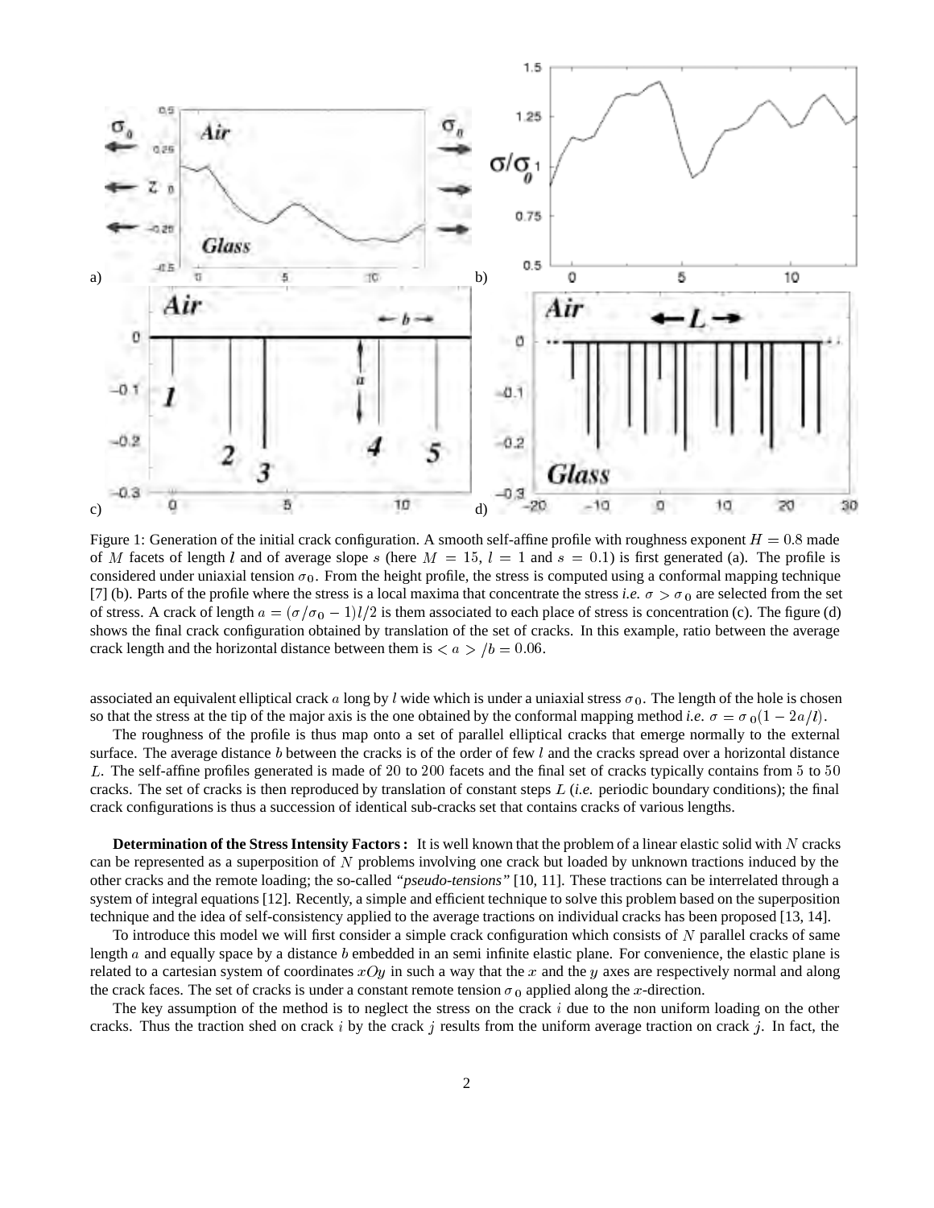Figure 1: Generation of the initial crack configuration. A smooth self-affine profile with roughness exponent $H = 0.8$ made of $M$ facets of length $l$ and of average slope $s$ (here $M = 15$, $l = 1$ and $s = 0.1$) is first generated (a). The profile is considered under uniaxial tension $\sigma_0$. From the height profile, the stress is computed using a conformal mapping technique [7] (b). Parts of the profile where the stress is a local maxima that concentrate the stress *i.e.* $\sigma > \sigma_0$ are selected from the set of stress. A crack of length $a = (\sigma/\sigma_0 - 1)l/2$ is them associated to each place of stress is concentration (c). The figure (d) shows the final crack configuration obtained by translation of the set of cracks. In this example, ratio between the average crack length and the horizontal distance between them is $< a > /b = 0.06$.

associated an equivalent elliptical crack $a$ long by $l$ wide which is under a uniaxial stress $\sigma_0$. The length of the hole is chosen so that the stress at the tip of the major axis is the one obtained by the conformal mapping method *i.e.* $\sigma = \sigma_0(1 - 2a/l)$.

The roughness of the profile is thus map onto a set of parallel elliptical cracks that emerge normally to the external surface. The average distance $b$ between the cracks is of the order of few $l$ and the cracks spread over a horizontal distance $L$. The self-affine profiles generated is made of $20$ to $200$ facets and the final set of cracks typically contains from $5$ to $50$ cracks. The set of cracks is then reproduced by translation of constant steps $L$ (*i.e.* periodic boundary conditions); the final crack configurations is thus a succession of identical sub-cracks set that contains cracks of various lengths.

**Determination of the Stress Intensity Factors :** It is well known that the problem of a linear elastic solid with $N$ cracks can be represented as a superposition of $N$ problems involving one crack but loaded by unknown tractions induced by the other cracks and the remote loading; the so-called *"pseudo-tensions"* [10, 11]. These tractions can be interrelated through a system of integral equations [12]. Recently, a simple and efficient technique to solve this problem based on the superposition technique and the idea of self-consistency applied to the average tractions on individual cracks has been proposed [13, 14].

To introduce this model we will first consider a simple crack configuration which consists of $N$ parallel cracks of same length $a$ and equally space by a distance $b$ embedded in an semi infinite elastic plane. For convenience, the elastic plane is related to a cartesian system of coordinates $xOy$ in such a way that the $x$ and the $y$ axes are respectively normal and along the crack faces. The set of cracks is under a constant remote tension $\sigma_0$ applied along the $x$-direction.

The key assumption of the method is to neglect the stress on the crack $i$ due to the non uniform loading on the other cracks. Thus the traction shed on crack $i$ by the crack $j$ results from the uniform average traction on crack $j$. In fact, the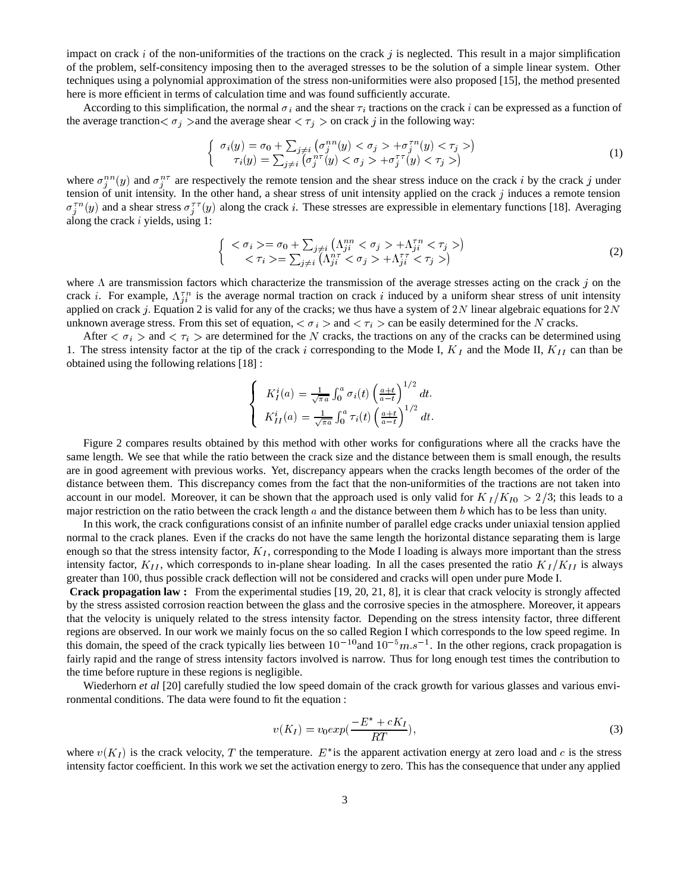impact on crack $i$ of the non-uniformities of the tractions on the crack $j$ is neglected. This result in a major simplification of the problem, self-consitency imposing then to the averaged stresses to be the solution of a simple linear system. Other techniques using a polynomial approximation of the stress non-uniformities were also proposed [15], the method presented here is more efficient in terms of calculation time and was found sufficiently accurate.

According to this simplification, the normal $\sigma_i$ and the shear $\tau_i$ tractions on the crack $i$ can be expressed as a function of the average tranction $< \sigma_j >$ and the average shear $< \tau_j >$ on crack $j$ in the following way:

$$\left\{ \begin{array}{c} \sigma_i(y) = \sigma_0 + \sum_{j \neq i} \left( \sigma_j^{nn}(y) < \sigma_j > + \sigma_j^{\tau n}(y) < \tau_j > \right) \\ \tau_i(y) = \sum_{j \neq i} \left( \sigma_j^{n\tau}(y) < \sigma_j > + \sigma_j^{\tau\tau}(y) < \tau_j > \right) \end{array} \right. \tag{1}$$

where $\sigma_j^{nn}(y)$ and $\sigma_j^{n\tau}$ are respectively the remote tension and the shear stress induce on the crack $i$ by the crack $j$ under tension of unit intensity. In the other hand, a shear stress of unit intensity applied on the crack $j$ induces a remote tension $\sigma_j^{\tau n}(y)$ and a shear stress $\sigma_j^{\tau\tau}(y)$ along the crack $i$. These stresses are expressible in elementary functions [18]. Averaging along the crack $i$ yields, using 1:

$$\left\{ \begin{array}{c} < \sigma_i > = \sigma_0 + \sum_{j \neq i} \left( \Lambda_{ji}^{nn} < \sigma_j > + \Lambda_{ji}^{\tau n} < \tau_j > \right) \\ < \tau_i > = \sum_{j \neq i} \left( \Lambda_{ji}^{n\tau} < \sigma_j > + \Lambda_{ji}^{\tau\tau} < \tau_j > \right) \end{array} \right. \tag{2}$$

where $\Lambda$ are transmission factors which characterize the transmission of the average stresses acting on the crack $j$ on the crack $i$. For example, $\Lambda_{ji}^{\tau n}$ is the average normal traction on crack $i$ induced by a uniform shear stress of unit intensity applied on crack $j$. Equation 2 is valid for any of the cracks; we thus have a system of $2N$ linear algebraic equations for $2N$ unknown average stress. From this set of equation, $< \sigma_i >$ and $< \tau_i >$ can be easily determined for the $N$ cracks.

After $< \sigma_i >$ and $< \tau_i >$ are determined for the $N$ cracks, the tractions on any of the cracks can be determined using 1. The stress intensity factor at the tip of the crack $i$ corresponding to the Mode I, $K_I$ and the Mode II, $K_{II}$ can than be obtained using the following relations [18] :

$$\left\{ \begin{array}{l} K_I^i(a) = \frac{1}{\sqrt{\pi a}} \int_0^a \sigma_i(t) \left( \frac{a+t}{a-t} \right)^{1/2} dt. \\ K_{II}^i(a) = \frac{1}{\sqrt{\pi a}} \int_0^a \tau_i(t) \left( \frac{a+t}{a-t} \right)^{1/2} dt. \end{array} \right.$$

Figure 2 compares results obtained by this method with other works for configurations where all the cracks have the same length. We see that while the ratio between the crack size and the distance between them is small enough, the results are in good agreement with previous works. Yet, discrepancy appears when the cracks length becomes of the order of the distance between them. This discrepancy comes from the fact that the non-uniformities of the tractions are not taken into account in our model. Moreover, it can be shown that the approach used is only valid for $K_I/K_{I0} > 2/3$; this leads to a major restriction on the ratio between the crack length $a$ and the distance between them $b$ which has to be less than unity.

In this work, the crack configurations consist of an infinite number of parallel edge cracks under uniaxial tension applied normal to the crack planes. Even if the cracks do not have the same length the horizontal distance separating them is large enough so that the stress intensity factor, $K_I$, corresponding to the Mode I loading is always more important than the stress intensity factor, $K_{II}$, which corresponds to in-plane shear loading. In all the cases presented the ratio $K_I/K_{II}$ is always greater than 100, thus possible crack deflection will not be considered and cracks will open under pure Mode I.

**Crack propagation law :** From the experimental studies [19, 20, 21, 8], it is clear that crack velocity is strongly affected by the stress assisted corrosion reaction between the glass and the corrosive species in the atmosphere. Moreover, it appears that the velocity is uniquely related to the stress intensity factor. Depending on the stress intensity factor, three different regions are observed. In our work we mainly focus on the so called Region I which corresponds to the low speed regime. In this domain, the speed of the crack typically lies between $10^{-10}$and $10^{-5} m.s^{-1}$. In the other regions, crack propagation is fairly rapid and the range of stress intensity factors involved is narrow. Thus for long enough test times the contribution to the time before rupture in these regions is negligible.

Wiederhorn *et al* [20] carefully studied the low speed domain of the crack growth for various glasses and various environmental conditions. The data were found to fit the equation :

$$v(K_I) = v_0 exp(\frac{-E^* + cK_I}{RT}), \tag{3}$$

where $v(K_I)$ is the crack velocity, $T$ the temperature. $E^*$is the apparent activation energy at zero load and $c$ is the stress intensity factor coefficient. In this work we set the activation energy to zero. This has the consequence that under any applied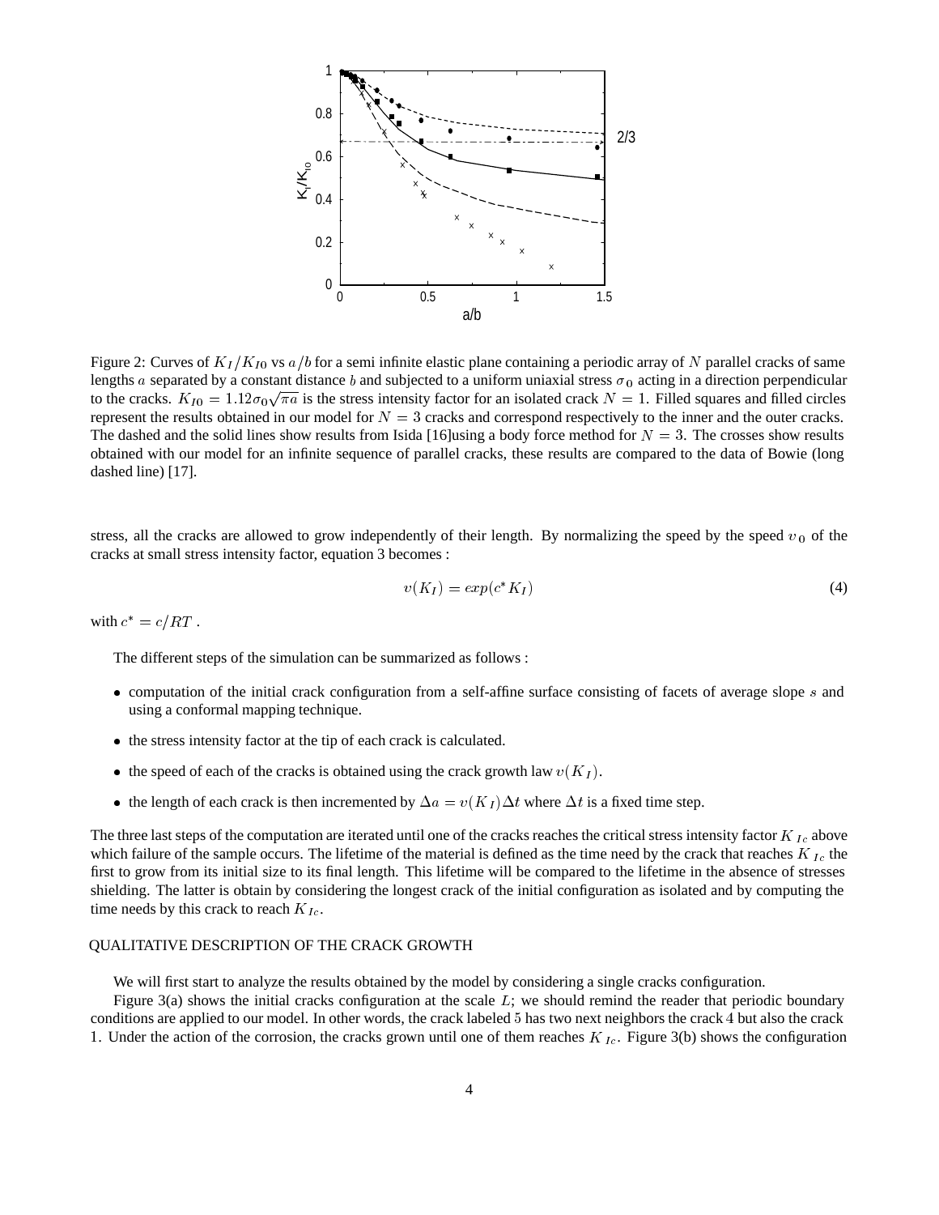Figure 2: Curves of $K_I/K_{I0}$ vs $a/b$ for a semi infinite elastic plane containing a periodic array of $N$ parallel cracks of same lengths $a$ separated by a constant distance $b$ and subjected to a uniform uniaxial stress $\sigma_0$ acting in a direction perpendicular to the cracks. $K_{I0} = 1.12\sigma_0\sqrt{\pi a}$ is the stress intensity factor for an isolated crack $N = 1$. Filled squares and filled circles represent the results obtained in our model for $N = 3$ cracks and correspond respectively to the inner and the outer cracks. The dashed and the solid lines show results from Isida [16]using a body force method for $N = 3$. The crosses show results obtained with our model for an infinite sequence of parallel cracks, these results are compared to the data of Bowie (long dashed line) [17].

stress, all the cracks are allowed to grow independently of their length. By normalizing the speed by the speed $v_0$ of the cracks at small stress intensity factor, equation 3 becomes :

$$v(K_I) = exp(c^* K_I) \tag{4}$$

with $c^* = c/RT$ .

The different steps of the simulation can be summarized as follows :

- computation of the initial crack configuration from a self-affine surface consisting of facets of average slope $s$ and using a conformal mapping technique.
- the stress intensity factor at the tip of each crack is calculated.
- the speed of each of the cracks is obtained using the crack growth law $v(K_I)$.
- the length of each crack is then incremented by $\Delta a = v(K_I)\Delta t$ where $\Delta t$ is a fixed time step.

The three last steps of the computation are iterated until one of the cracks reaches the critical stress intensity factor $K_{Ic}$ above which failure of the sample occurs. The lifetime of the material is defined as the time need by the crack that reaches $K_{Ic}$ the first to grow from its initial size to its final length. This lifetime will be compared to the lifetime in the absence of stresses shielding. The latter is obtain by considering the longest crack of the initial configuration as isolated and by computing the time needs by this crack to reach $K_{Ic}$.

## QUALITATIVE DESCRIPTION OF THE CRACK GROWTH

We will first start to analyze the results obtained by the model by considering a single cracks configuration.

Figure 3(a) shows the initial cracks configuration at the scale $L$; we should remind the reader that periodic boundary conditions are applied to our model. In other words, the crack labeled 5 has two next neighbors the crack 4 but also the crack 1. Under the action of the corrosion, the cracks grown until one of them reaches $K_{Ic}$. Figure 3(b) shows the configuration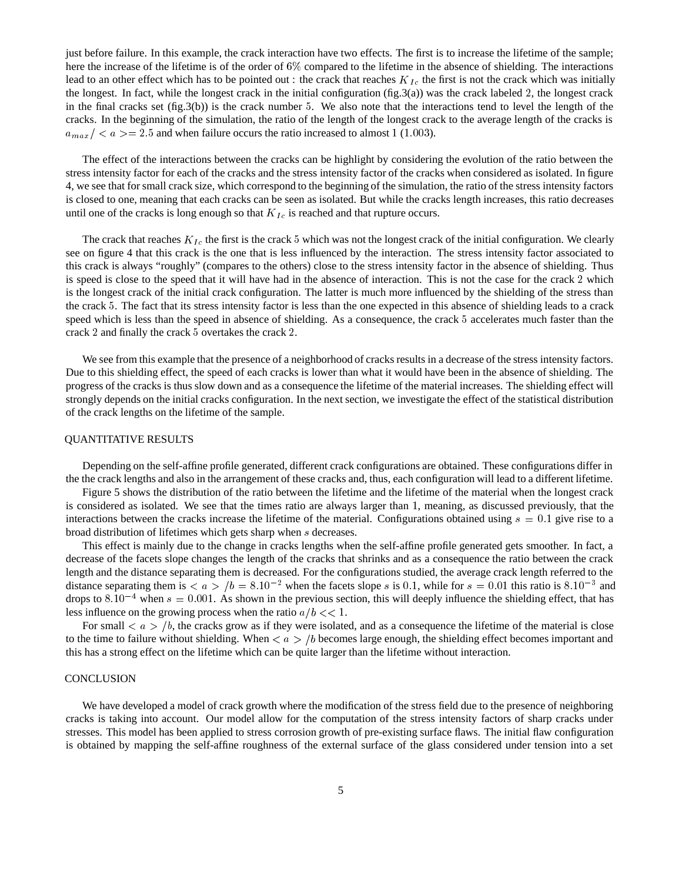just before failure. In this example, the crack interaction have two effects. The first is to increase the lifetime of the sample; here the increase of the lifetime is of the order of $6\%$ compared to the lifetime in the absence of shielding. The interactions lead to an other effect which has to be pointed out : the crack that reaches $K_{Ic}$ the first is not the crack which was initially the longest. In fact, while the longest crack in the initial configuration (fig.3(a)) was the crack labeled $2$, the longest crack in the final cracks set (fig.3(b)) is the crack number $5$. We also note that the interactions tend to level the length of the cracks. In the beginning of the simulation, the ratio of the length of the longest crack to the average length of the cracks is $a_{max}/<a>=2.5$ and when failure occurs the ratio increased to almost $1$ ($1.003$).

The effect of the interactions between the cracks can be highlight by considering the evolution of the ratio between the stress intensity factor for each of the cracks and the stress intensity factor of the cracks when considered as isolated. In figure 4, we see that for small crack size, which correspond to the beginning of the simulation, the ratio of the stress intensity factors is closed to one, meaning that each cracks can be seen as isolated. But while the cracks length increases, this ratio decreases until one of the cracks is long enough so that $K_{Ic}$ is reached and that rupture occurs.

The crack that reaches $K_{Ic}$ the first is the crack $5$ which was not the longest crack of the initial configuration. We clearly see on figure 4 that this crack is the one that is less influenced by the interaction. The stress intensity factor associated to this crack is always "roughly" (compares to the others) close to the stress intensity factor in the absence of shielding. Thus is speed is close to the speed that it will have had in the absence of interaction. This is not the case for the crack $2$ which is the longest crack of the initial crack configuration. The latter is much more influenced by the shielding of the stress than the crack $5$. The fact that its stress intensity factor is less than the one expected in this absence of shielding leads to a crack speed which is less than the speed in absence of shielding. As a consequence, the crack $5$ accelerates much faster than the crack $2$ and finally the crack $5$ overtakes the crack $2$.

We see from this example that the presence of a neighborhood of cracks results in a decrease of the stress intensity factors. Due to this shielding effect, the speed of each cracks is lower than what it would have been in the absence of shielding. The progress of the cracks is thus slow down and as a consequence the lifetime of the material increases. The shielding effect will strongly depends on the initial cracks configuration. In the next section, we investigate the effect of the statistical distribution of the crack lengths on the lifetime of the sample.

## QUANTITATIVE RESULTS

Depending on the self-affine profile generated, different crack configurations are obtained. These configurations differ in the the crack lengths and also in the arrangement of these cracks and, thus, each configuration will lead to a different lifetime.

Figure 5 shows the distribution of the ratio between the lifetime and the lifetime of the material when the longest crack is considered as isolated. We see that the times ratio are always larger than 1, meaning, as discussed previously, that the interactions between the cracks increase the lifetime of the material. Configurations obtained using $s=0.1$ give rise to a broad distribution of lifetimes which gets sharp when $s$ decreases.

This effect is mainly due to the change in cracks lengths when the self-affine profile generated gets smoother. In fact, a decrease of the facets slope changes the length of the cracks that shrinks and as a consequence the ratio between the crack length and the distance separating them is decreased. For the configurations studied, the average crack length referred to the distance separating them is $<a>/b=8.10^{-2}$ when the facets slope $s$ is $0.1$, while for $s=0.01$ this ratio is $8.10^{-3}$ and drops to $8.10^{-4}$ when $s=0.001$. As shown in the previous section, this will deeply influence the shielding effect, that has less influence on the growing process when the ratio $a/b<<1$.

For small $<a>/b$, the cracks grow as if they were isolated, and as a consequence the lifetime of the material is close to the time to failure without shielding. When $<a>/b$ becomes large enough, the shielding effect becomes important and this has a strong effect on the lifetime which can be quite larger than the lifetime without interaction.

## CONCLUSION

We have developed a model of crack growth where the modification of the stress field due to the presence of neighboring cracks is taking into account. Our model allow for the computation of the stress intensity factors of sharp cracks under stresses. This model has been applied to stress corrosion growth of pre-existing surface flaws. The initial flaw configuration is obtained by mapping the self-affine roughness of the external surface of the glass considered under tension into a set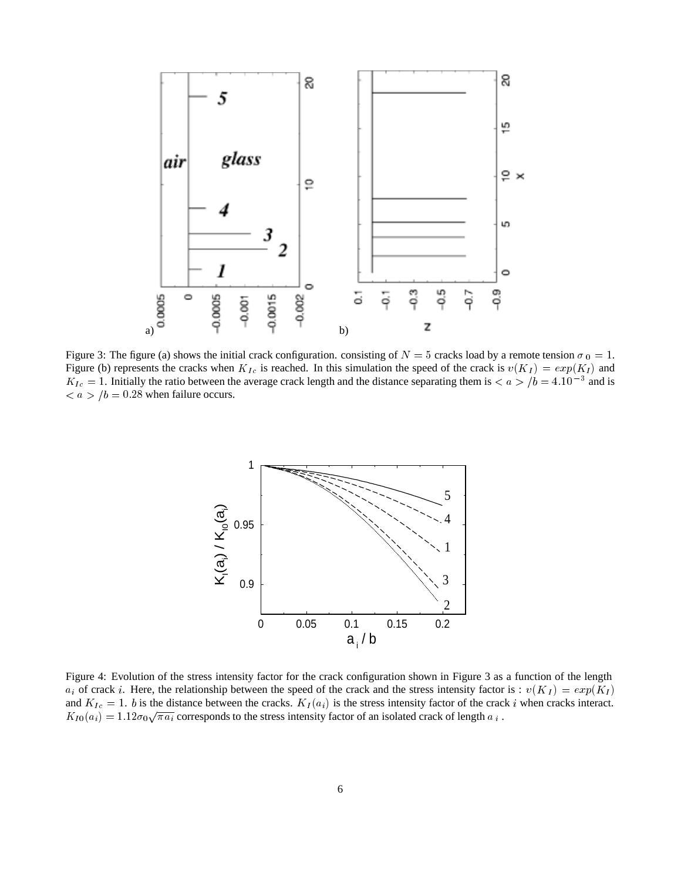Figure 3: The figure (a) shows the initial crack configuration. consisting of $N = 5$ cracks load by a remote tension $\sigma_0 = 1$. Figure (b) represents the cracks when $K_{Ic}$ is reached. In this simulation the speed of the crack is $v(K_I) = exp(K_I)$ and $K_{Ic} = 1$. Initially the ratio between the average crack length and the distance separating them is $< a > /b = 4.10^{-3}$ and is $< a > /b = 0.28$ when failure occurs.

Figure 4: Evolution of the stress intensity factor for the crack configuration shown in Figure 3 as a function of the length $a_i$ of crack $i$. Here, the relationship between the speed of the crack and the stress intensity factor is : $v(K_I) = exp(K_I)$ and $K_{Ic} = 1$. $b$ is the distance between the cracks. $K_I(a_i)$ is the stress intensity factor of the crack $i$ when cracks interact. $K_{I0}(a_i) = 1.12\sigma_0\sqrt{\pi a_i}$ corresponds to the stress intensity factor of an isolated crack of length $a_i$ .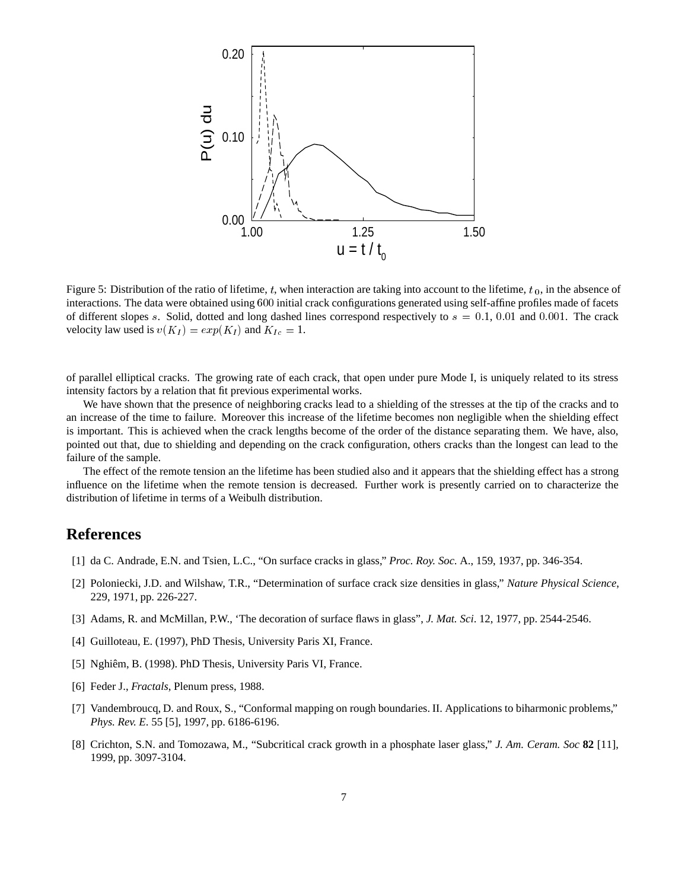Figure 5: Distribution of the ratio of lifetime, $t$, when interaction are taking into account to the lifetime, $t_0$, in the absence of interactions. The data were obtained using 600 initial crack configurations generated using self-affine profiles made of facets of different slopes $s$. Solid, dotted and long dashed lines correspond respectively to $s = 0.1$, $0.01$ and $0.001$. The crack velocity law used is $v(K_I) = exp(K_I)$ and $K_{Ic} = 1$.

of parallel elliptical cracks. The growing rate of each crack, that open under pure Mode I, is uniquely related to its stress intensity factors by a relation that fit previous experimental works.

We have shown that the presence of neighboring cracks lead to a shielding of the stresses at the tip of the cracks and to an increase of the time to failure. Moreover this increase of the lifetime becomes non negligible when the shielding effect is important. This is achieved when the crack lengths become of the order of the distance separating them. We have, also, pointed out that, due to shielding and depending on the crack configuration, others cracks than the longest can lead to the failure of the sample.

The effect of the remote tension an the lifetime has been studied also and it appears that the shielding effect has a strong influence on the lifetime when the remote tension is decreased. Further work is presently carried on to characterize the distribution of lifetime in terms of a Weibulh distribution.

## References

[1] da C. Andrade, E.N. and Tsien, L.C., "On surface cracks in glass," *Proc. Roy. Soc.* A., 159, 1937, pp. 346-354.

[2] Poloniecki, J.D. and Wilshaw, T.R., "Determination of surface crack size densities in glass," *Nature Physical Science*, 229, 1971, pp. 226-227.

[3] Adams, R. and McMillan, P.W., 'The decoration of surface flaws in glass", *J. Mat. Sci*. 12, 1977, pp. 2544-2546.

[4] Guilloteau, E. (1997), PhD Thesis, University Paris XI, France.

[5] Nghiêm, B. (1998). PhD Thesis, University Paris VI, France.

[6] Feder J., *Fractals*, Plenum press, 1988.

[7] Vandembroucq, D. and Roux, S., "Conformal mapping on rough boundaries. II. Applications to biharmonic problems," *Phys. Rev. E*. 55 [5], 1997, pp. 6186-6196.

[8] Crichton, S.N. and Tomozawa, M., "Subcritical crack growth in a phosphate laser glass," *J. Am. Ceram. Soc* **82** [11], 1999, pp. 3097-3104.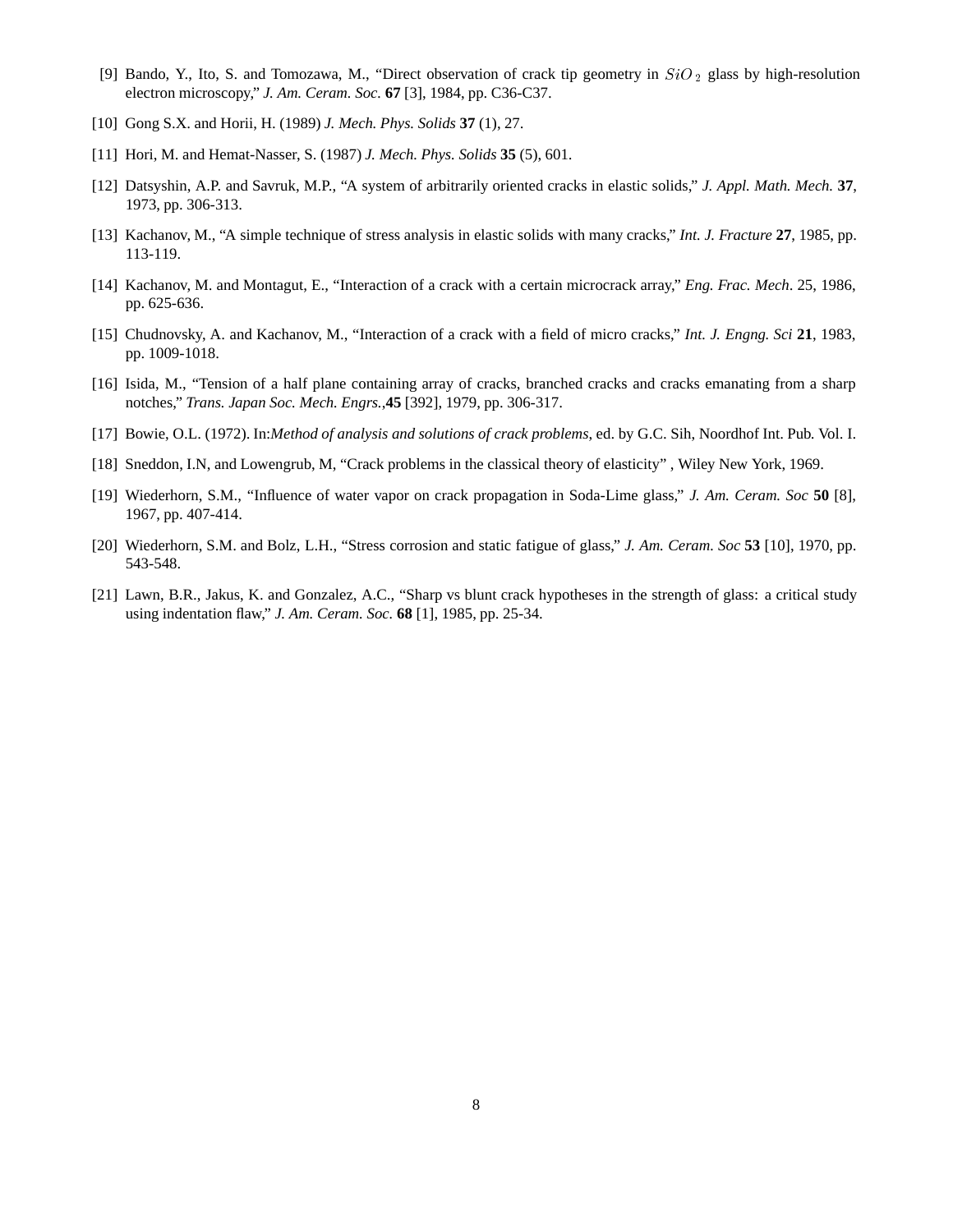[9] Bando, Y., Ito, S. and Tomozawa, M., “Direct observation of crack tip geometry in $SiO_2$ glass by high-resolution electron microscopy,” *J. Am. Ceram. Soc.* **67** [3], 1984, pp. C36-C37.

[10] Gong S.X. and Horii, H. (1989) *J. Mech. Phys. Solids* **37** (1), 27.

[11] Hori, M. and Hemat-Nasser, S. (1987) *J. Mech. Phys. Solids* **35** (5), 601.

[12] Datsyshin, A.P. and Savruk, M.P., “A system of arbitrarily oriented cracks in elastic solids,” *J. Appl. Math. Mech.* **37**, 1973, pp. 306-313.

[13] Kachanov, M., “A simple technique of stress analysis in elastic solids with many cracks,” *Int. J. Fracture* **27**, 1985, pp. 113-119.

[14] Kachanov, M. and Montagut, E., “Interaction of a crack with a certain microcrack array,” *Eng. Frac. Mech*. 25, 1986, pp. 625-636.

[15] Chudnovsky, A. and Kachanov, M., “Interaction of a crack with a field of micro cracks,” *Int. J. Engng. Sci* **21**, 1983, pp. 1009-1018.

[16] Isida, M., “Tension of a half plane containing array of cracks, branched cracks and cracks emanating from a sharp notches,” *Trans. Japan Soc. Mech. Engrs.*,**45** [392], 1979, pp. 306-317.

[17] Bowie, O.L. (1972). In:*Method of analysis and solutions of crack problems*, ed. by G.C. Sih, Noordhof Int. Pub. Vol. I.

[18] Sneddon, I.N, and Lowengrub, M, “Crack problems in the classical theory of elasticity” , Wiley New York, 1969.

[19] Wiederhorn, S.M., “Influence of water vapor on crack propagation in Soda-Lime glass,” *J. Am. Ceram. Soc* **50** [8], 1967, pp. 407-414.

[20] Wiederhorn, S.M. and Bolz, L.H., “Stress corrosion and static fatigue of glass,” *J. Am. Ceram. Soc* **53** [10], 1970, pp. 543-548.

[21] Lawn, B.R., Jakus, K. and Gonzalez, A.C., “Sharp vs blunt crack hypotheses in the strength of glass: a critical study using indentation flaw,” *J. Am. Ceram. Soc.* **68** [1], 1985, pp. 25-34.